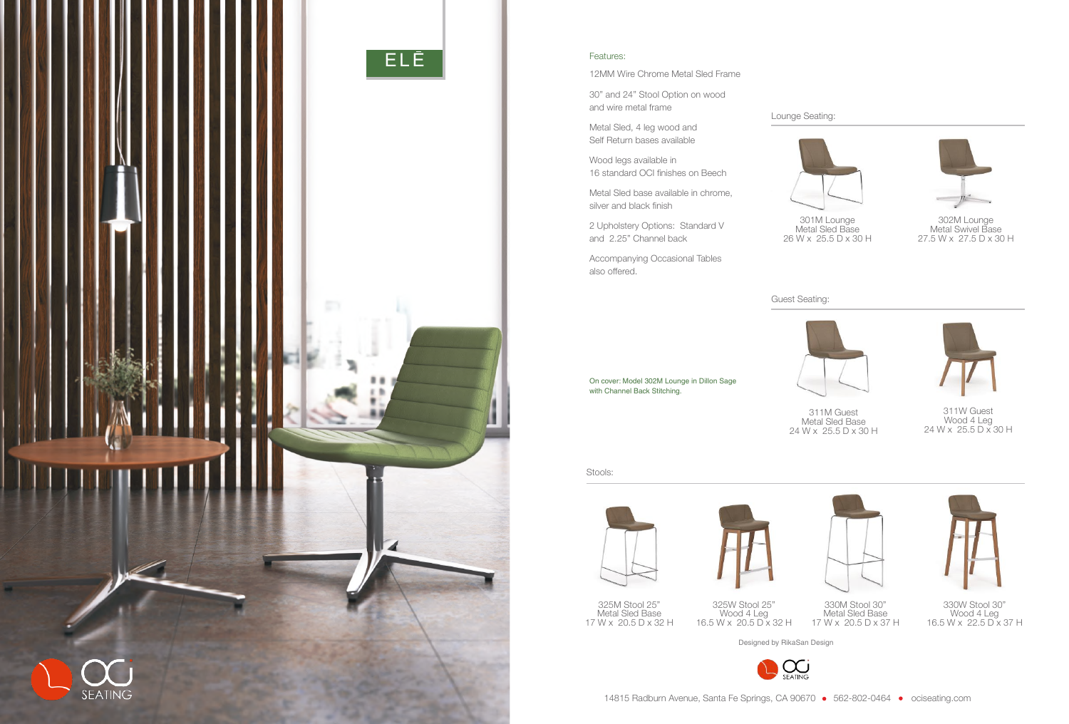# ELĒ

Features:

12MM Wire Chrome Metal Sled Frame

30" and 24" Stool Option on wood and wire metal frame

Metal Sled, 4 leg wood and Self Return bases available

Wood legs available in 16 standard OCI finishes on Beech

Metal Sled base available in chrome, silver and black finish

2 Upholstery Options: Standard V and 2.25" Channel back

Accompanying Occasional Tables also offered.

On cover: Model 302M Lounge in Dillon Sage with Channel Back Stitching.

## Lounge Seating:

301M Lounge
Metal Sled Base
26 W x 25.5 D x 30 H

302M Lounge
Metal Swivel Base
27.5 W x 27.5 D x 30 H

## Guest Seating:

311M Guest
Metal Sled Base
24 W x 25.5 D x 30 H

311W Guest
Wood 4 Leg
24 W x 25.5 D x 30 H

## Stools:

325M Stool 25"
Metal Sled Base
17 W x 20.5 D x 32 H

325W Stool 25"
Wood 4 Leg
16.5 W x 20.5 D x 32 H

330M Stool 30"
Metal Sled Base
17 W x 20.5 D x 37 H

330W Stool 30"
Wood 4 Leg
16.5 W x 22.5 D x 37 H

Designed by RikaSan Design

OCI SEATING

14815 Radburn Avenue, Santa Fe Springs, CA 90670 • 562-802-0464 • ociseating.com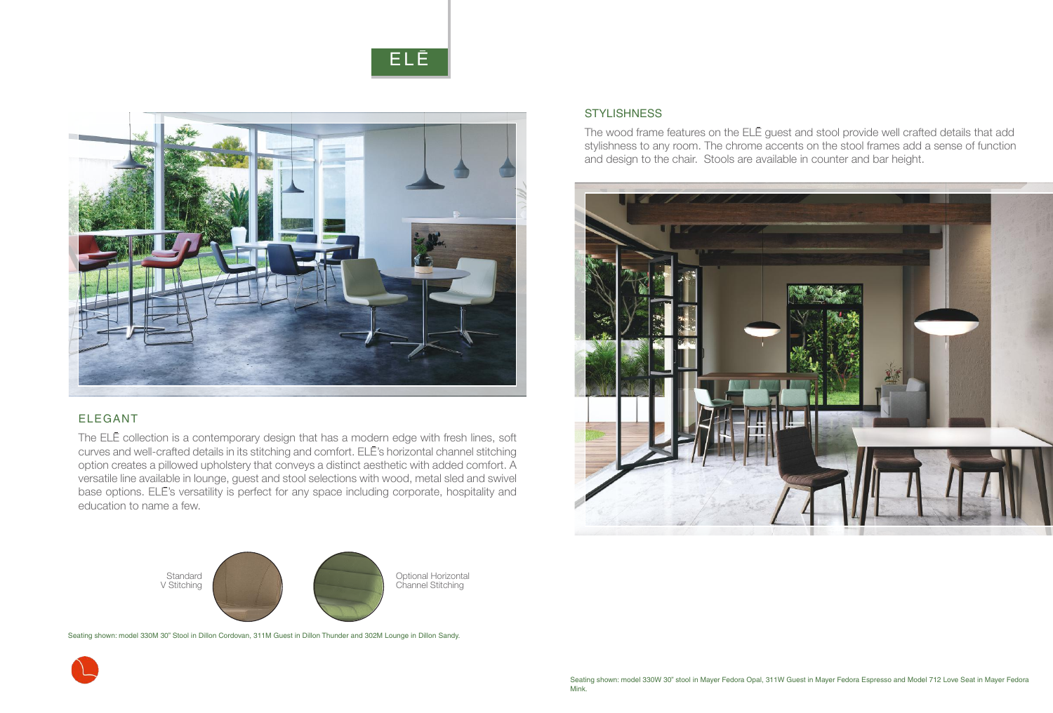# ELĒ

## ELEGANT

The ELĒ collection is a contemporary design that has a modern edge with fresh lines, soft curves and well-crafted details in its stitching and comfort. ELĒ's horizontal channel stitching option creates a pillowed upholstery that conveys a distinct aesthetic with added comfort. A versatile line available in lounge, guest and stool selections with wood, metal sled and swivel base options. ELĒ's versatility is perfect for any space including corporate, hospitality and education to name a few.

Standard V Stitching

Optional Horizontal Channel Stitching

Seating shown: model 330M 30" Stool in Dillon Cordovan, 311M Guest in Dillon Thunder and 302M Lounge in Dillon Sandy.

## STYLISHNESS

The wood frame features on the ELĒ guest and stool provide well crafted details that add stylishness to any room. The chrome accents on the stool frames add a sense of function and design to the chair. Stools are available in counter and bar height.

Seating shown: model 330W 30" stool in Mayer Fedora Opal, 311W Guest in Mayer Fedora Espresso and Model 712 Love Seat in Mayer Fedora Mink.